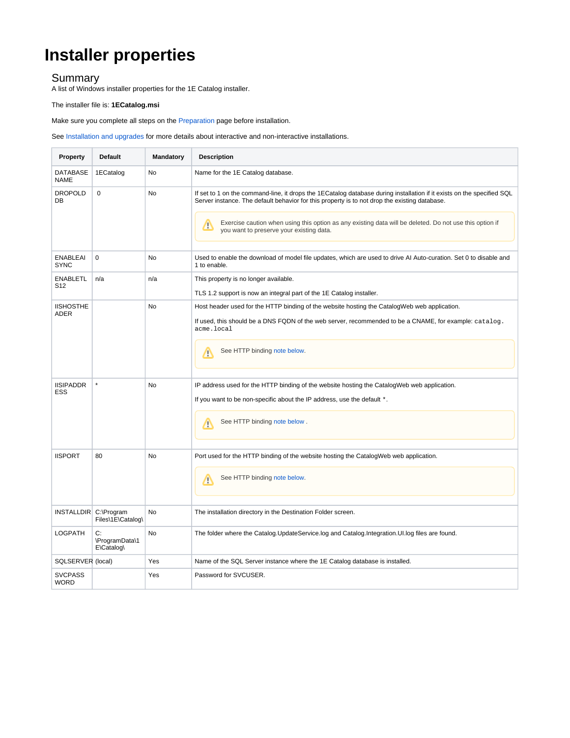# Installer properties

## Summary

A list of Windows installer properties for the 1E Catalog installer.

The installer file is: **1ECatalog.msi**

Make sure you complete all steps on the Preparation page before installation.

See Installation and upgrades for more details about interactive and non-interactive installations.

| Property | Default | Mandatory | Description |
|---|---|---|---|
| DATABASENAME | 1ECatalog | No | Name for the 1E Catalog database. |
| DROPOLDDB | 0 | No | If set to 1 on the command-line, it drops the 1ECatalog database during installation if it exists on the specified SQL Server instance. The default behavior for this property is to not drop the existing database.<br><br>Exercise caution when using this option as any existing data will be deleted. Do not use this option if you want to preserve your existing data. |
| ENABLEAISYNC | 0 | No | Used to enable the download of model file updates, which are used to drive AI Auto-curation. Set 0 to disable and 1 to enable. |
| ENABLETLS12 | n/a | n/a | This property is no longer available.<br><br>TLS 1.2 support is now an integral part of the 1E Catalog installer. |
| IISHOSTHEADER | | No | Host header used for the HTTP binding of the website hosting the CatalogWeb web application.<br><br>If used, this should be a DNS FQDN of the web server, recommended to be a CNAME, for example: `catalog.acme.local`<br><br>See HTTP binding note below. |
| IISIPADDRESS | * | No | IP address used for the HTTP binding of the website hosting the CatalogWeb web application.<br><br>If you want to be non-specific about the IP address, use the default `*`.<br><br>See HTTP binding note below . |
| IISPORT | 80 | No | Port used for the HTTP binding of the website hosting the CatalogWeb web application.<br><br>See HTTP binding note below. |
| INSTALLDIR | C:\Program Files\1E\Catalog\ | No | The installation directory in the Destination Folder screen. |
| LOGPATH | C:\ProgramData\1E\Catalog\ | No | The folder where the Catalog.UpdateService.log and Catalog.Integration.UI.log files are found. |
| SQLSERVER | (local) | Yes | Name of the SQL Server instance where the 1E Catalog database is installed. |
| SVCPASSWORD | | Yes | Password for SVCUSER. |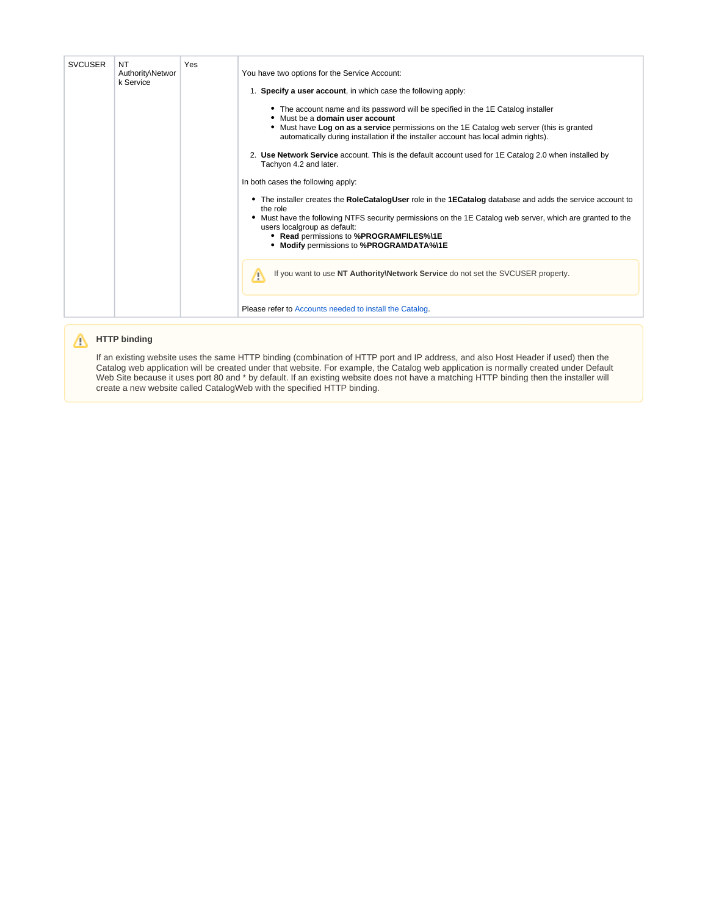| | | | |
|---|---|---|---|
| SVCUSER | NT Authority\Network Service | Yes | You have two options for the Service Account:<br><br>1. **Specify a user account**, in which case the following apply:<br>• The account name and its password will be specified in the 1E Catalog installer<br>• Must be a **domain user account**<br>• Must have **Log on as a service** permissions on the 1E Catalog web server (this is granted automatically during installation if the installer account has local admin rights).<br><br>2. **Use Network Service** account. This is the default account used for 1E Catalog 2.0 when installed by Tachyon 4.2 and later.<br><br>In both cases the following apply:<br><br>• The installer creates the **RoleCatalogUser** role in the **1ECatalog** database and adds the service account to the role<br>• Must have the following NTFS security permissions on the 1E Catalog web server, which are granted to the users localgroup as default:<br>  • **Read** permissions to **%PROGRAMFILES%\1E**<br>  • **Modify** permissions to **%PROGRAMDATA%\1E**<br><br>⚠ If you want to use **NT Authority\Network Service** do not set the SVCUSER property.<br><br>Please refer to Accounts needed to install the Catalog. |

⚠ **HTTP binding**

If an existing website uses the same HTTP binding (combination of HTTP port and IP address, and also Host Header if used) then the Catalog web application will be created under that website. For example, the Catalog web application is normally created under Default Web Site because it uses port 80 and * by default. If an existing website does not have a matching HTTP binding then the installer will create a new website called CatalogWeb with the specified HTTP binding.